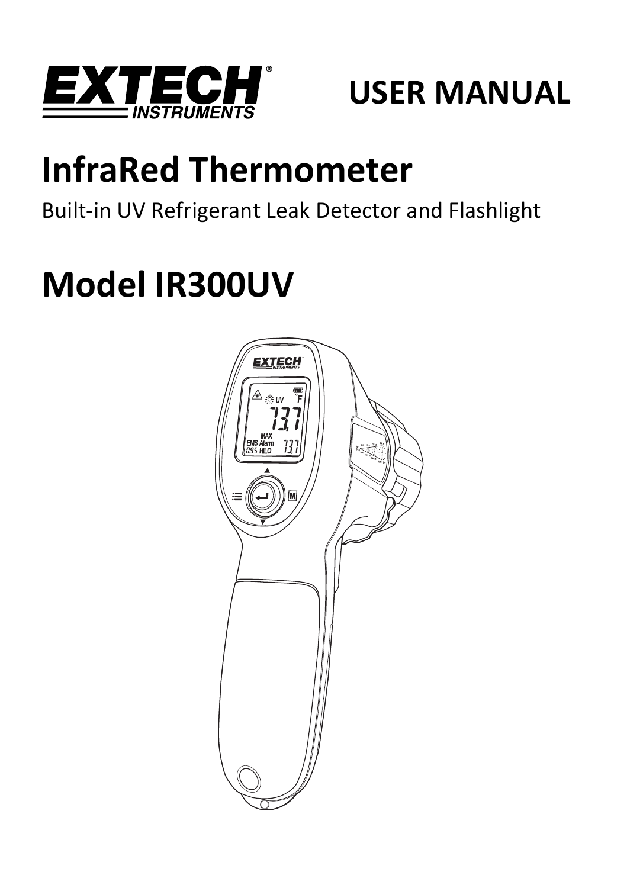EXTECH INSTRUMENTS

# USER MANUAL

# InfraRed Thermometer

Built-in UV Refrigerant Leak Detector and Flashlight

# Model IR300UV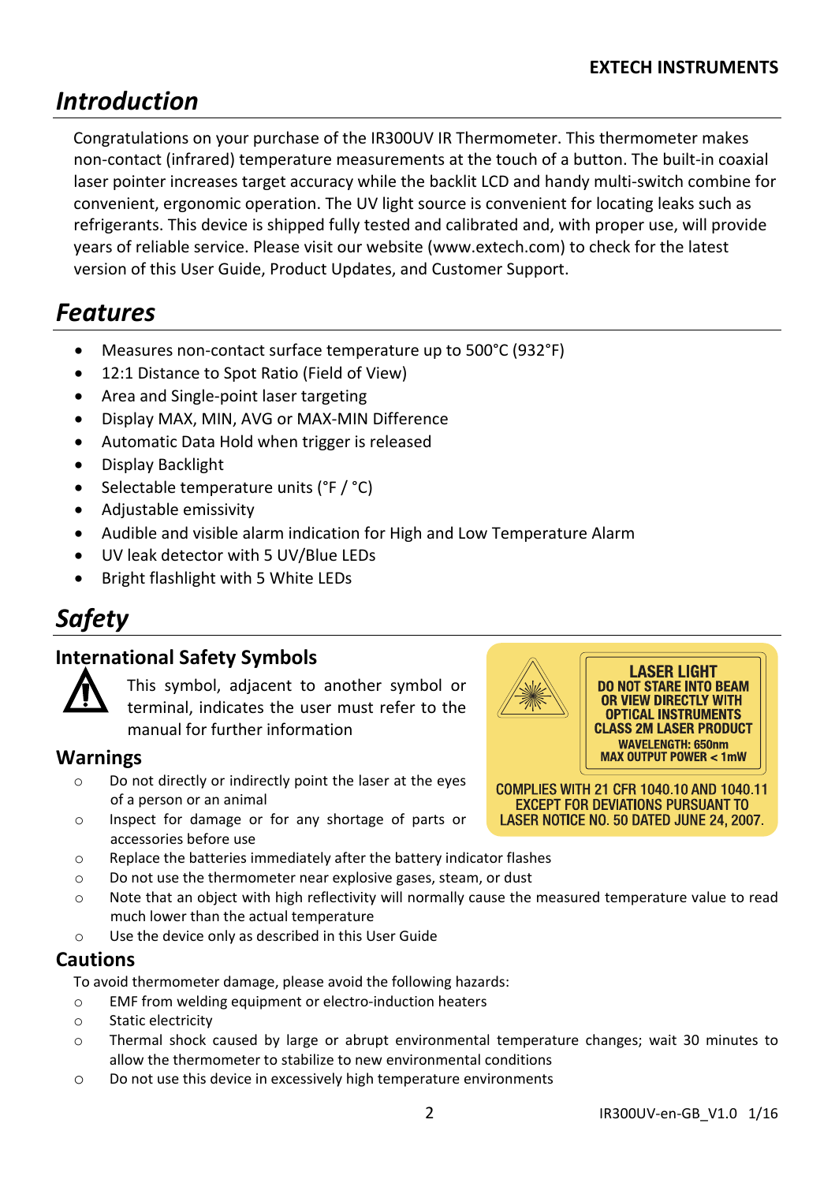## Introduction

Congratulations on your purchase of the IR300UV IR Thermometer. This thermometer makes non-contact (infrared) temperature measurements at the touch of a button. The built-in coaxial laser pointer increases target accuracy while the backlit LCD and handy multi-switch combine for convenient, ergonomic operation. The UV light source is convenient for locating leaks such as refrigerants. This device is shipped fully tested and calibrated and, with proper use, will provide years of reliable service. Please visit our website (www.extech.com) to check for the latest version of this User Guide, Product Updates, and Customer Support.

## Features

- Measures non-contact surface temperature up to 500°C (932°F)
- 12:1 Distance to Spot Ratio (Field of View)
- Area and Single-point laser targeting
- Display MAX, MIN, AVG or MAX-MIN Difference
- Automatic Data Hold when trigger is released
- Display Backlight
- Selectable temperature units (°F / °C)
- Adjustable emissivity
- Audible and visible alarm indication for High and Low Temperature Alarm
- UV leak detector with 5 UV/Blue LEDs
- Bright flashlight with 5 White LEDs

## Safety

### International Safety Symbols

This symbol, adjacent to another symbol or terminal, indicates the user must refer to the manual for further information

LASER LIGHT
DO NOT STARE INTO BEAM OR VIEW DIRECTLY WITH OPTICAL INSTRUMENTS
CLASS 2M LASER PRODUCT
WAVELENGTH: 650nm
MAX OUTPUT POWER < 1mW

COMPLIES WITH 21 CFR 1040.10 AND 1040.11 EXCEPT FOR DEVIATIONS PURSUANT TO LASER NOTICE NO. 50 DATED JUNE 24, 2007.

### Warnings

- Do not directly or indirectly point the laser at the eyes of a person or an animal
- Inspect for damage or for any shortage of parts or accessories before use
- Replace the batteries immediately after the battery indicator flashes
- Do not use the thermometer near explosive gases, steam, or dust
- Note that an object with high reflectivity will normally cause the measured temperature value to read much lower than the actual temperature
- Use the device only as described in this User Guide

### Cautions

To avoid thermometer damage, please avoid the following hazards:

- EMF from welding equipment or electro-induction heaters
- Static electricity
- Thermal shock caused by large or abrupt environmental temperature changes; wait 30 minutes to allow the thermometer to stabilize to new environmental conditions
- Do not use this device in excessively high temperature environments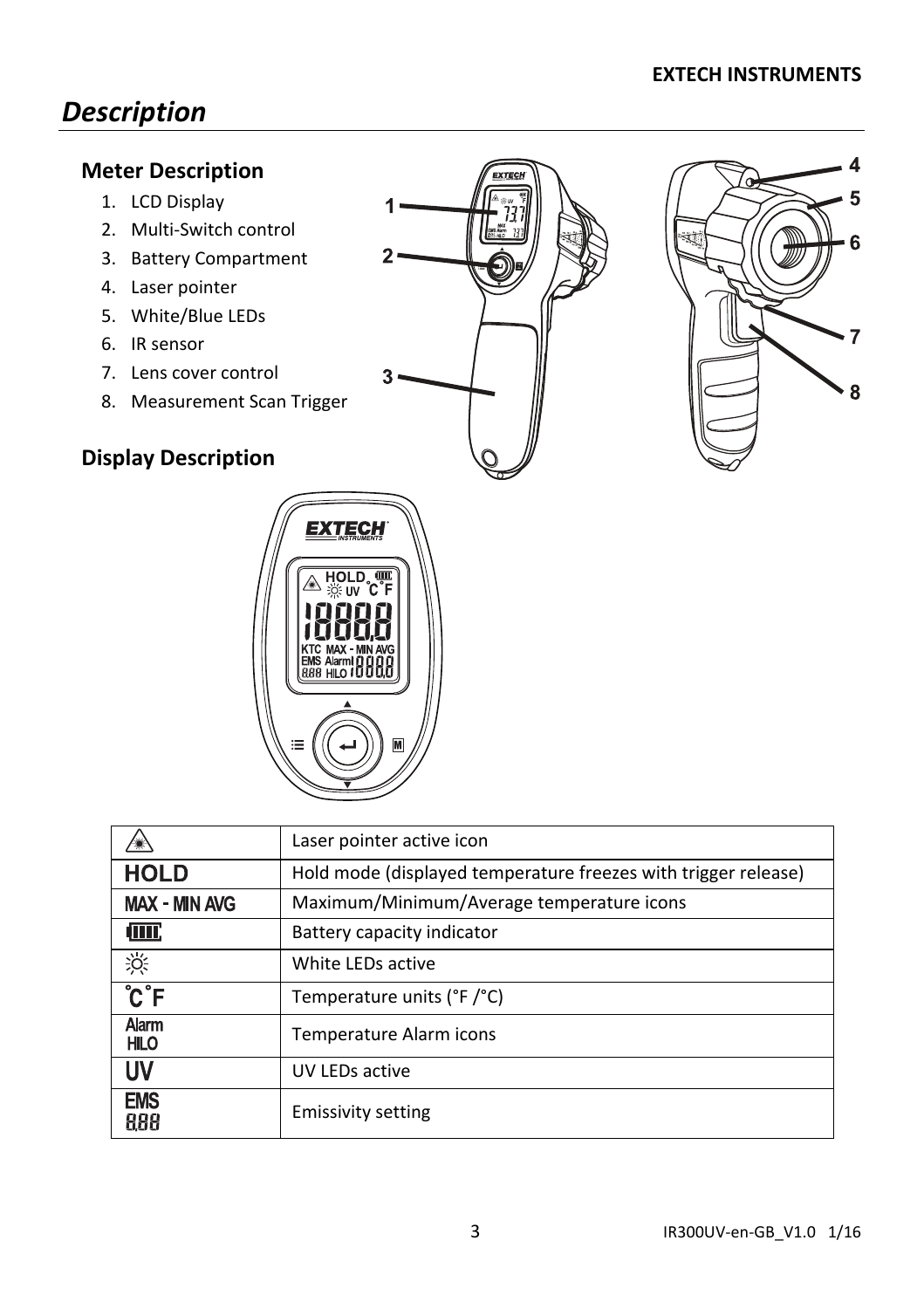## Description

### Meter Description

1. LCD Display
2. Multi-Switch control
3. Battery Compartment
4. Laser pointer
5. White/Blue LEDs
6. IR sensor
7. Lens cover control
8. Measurement Scan Trigger

### Display Description

| | |
|---|---|
| ⚠ | Laser pointer active icon |
| HOLD | Hold mode (displayed temperature freezes with trigger release) |
| MAX - MIN AVG | Maximum/Minimum/Average temperature icons |
| ▮▮▮▮ | Battery capacity indicator |
| ☼ | White LEDs active |
| °C °F | Temperature units (°F /°C) |
| Alarm HILO | Temperature Alarm icons |
| UV | UV LEDs active |
| EMS 8.88 | Emissivity setting |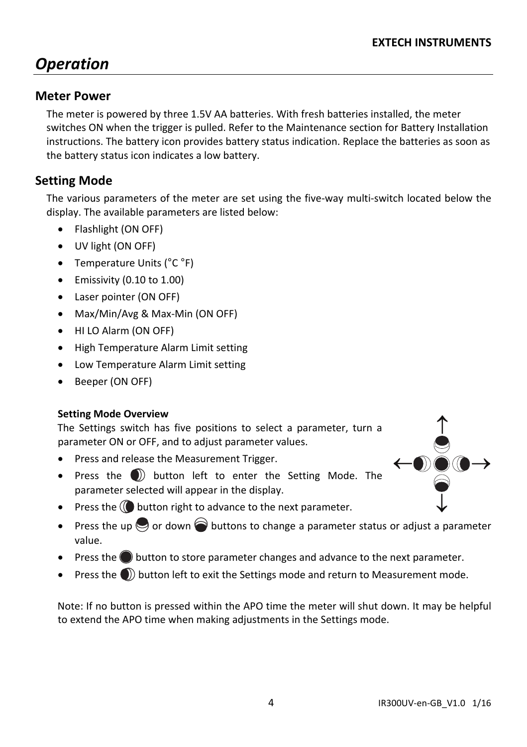# Operation

## Meter Power

The meter is powered by three 1.5V AA batteries. With fresh batteries installed, the meter switches ON when the trigger is pulled. Refer to the Maintenance section for Battery Installation instructions. The battery icon provides battery status indication. Replace the batteries as soon as the battery status icon indicates a low battery.

## Setting Mode

The various parameters of the meter are set using the five-way multi-switch located below the display. The available parameters are listed below:

- Flashlight (ON OFF)
- UV light (ON OFF)
- Temperature Units (°C °F)
- Emissivity (0.10 to 1.00)
- Laser pointer (ON OFF)
- Max/Min/Avg & Max-Min (ON OFF)
- HI LO Alarm (ON OFF)
- High Temperature Alarm Limit setting
- Low Temperature Alarm Limit setting
- Beeper (ON OFF)

**Setting Mode Overview**

The Settings switch has five positions to select a parameter, turn a parameter ON or OFF, and to adjust parameter values.

- Press and release the Measurement Trigger.
- Press the button left to enter the Setting Mode. The parameter selected will appear in the display.
- Press the button right to advance to the next parameter.
- Press the up or down buttons to change a parameter status or adjust a parameter value.
- Press the button to store parameter changes and advance to the next parameter.
- Press the button left to exit the Settings mode and return to Measurement mode.

Note: If no button is pressed within the APO time the meter will shut down. It may be helpful to extend the APO time when making adjustments in the Settings mode.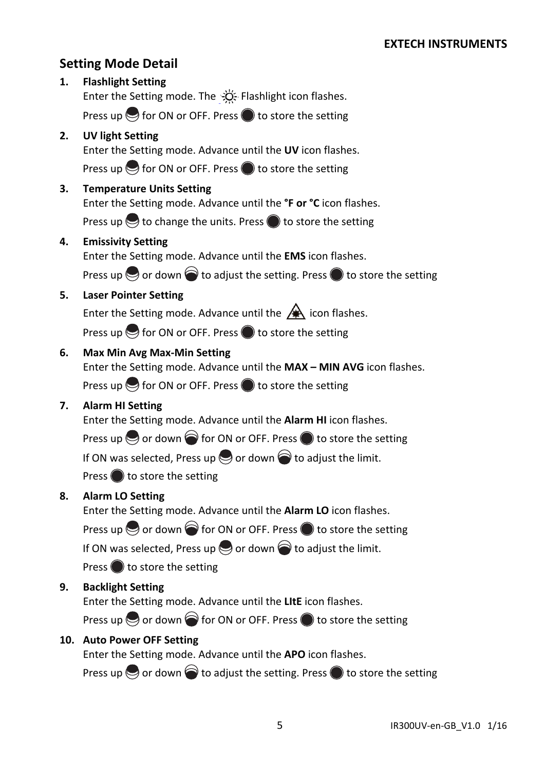## Setting Mode Detail

1. **Flashlight Setting**
   Enter the Setting mode. The Flashlight icon flashes.
   Press up for ON or OFF. Press to store the setting

2. **UV light Setting**
   Enter the Setting mode. Advance until the **UV** icon flashes.
   Press up for ON or OFF. Press to store the setting

3. **Temperature Units Setting**
   Enter the Setting mode. Advance until the **°F or °C** icon flashes.
   Press up to change the units. Press to store the setting

4. **Emissivity Setting**
   Enter the Setting mode. Advance until the **EMS** icon flashes.
   Press up or down to adjust the setting. Press to store the setting

5. **Laser Pointer Setting**
   Enter the Setting mode. Advance until the icon flashes.
   Press up for ON or OFF. Press to store the setting

6. **Max Min Avg Max-Min Setting**
   Enter the Setting mode. Advance until the **MAX – MIN AVG** icon flashes.
   Press up for ON or OFF. Press to store the setting

7. **Alarm HI Setting**
   Enter the Setting mode. Advance until the **Alarm HI** icon flashes.
   Press up or down for ON or OFF. Press to store the setting
   If ON was selected, Press up or down to adjust the limit.
   Press to store the setting

8. **Alarm LO Setting**
   Enter the Setting mode. Advance until the **Alarm LO** icon flashes.
   Press up or down for ON or OFF. Press to store the setting
   If ON was selected, Press up or down to adjust the limit.
   Press to store the setting

9. **Backlight Setting**
   Enter the Setting mode. Advance until the **LItE** icon flashes.
   Press up or down for ON or OFF. Press to store the setting

10. **Auto Power OFF Setting**
    Enter the Setting mode. Advance until the **APO** icon flashes.
    Press up or down to adjust the setting. Press to store the setting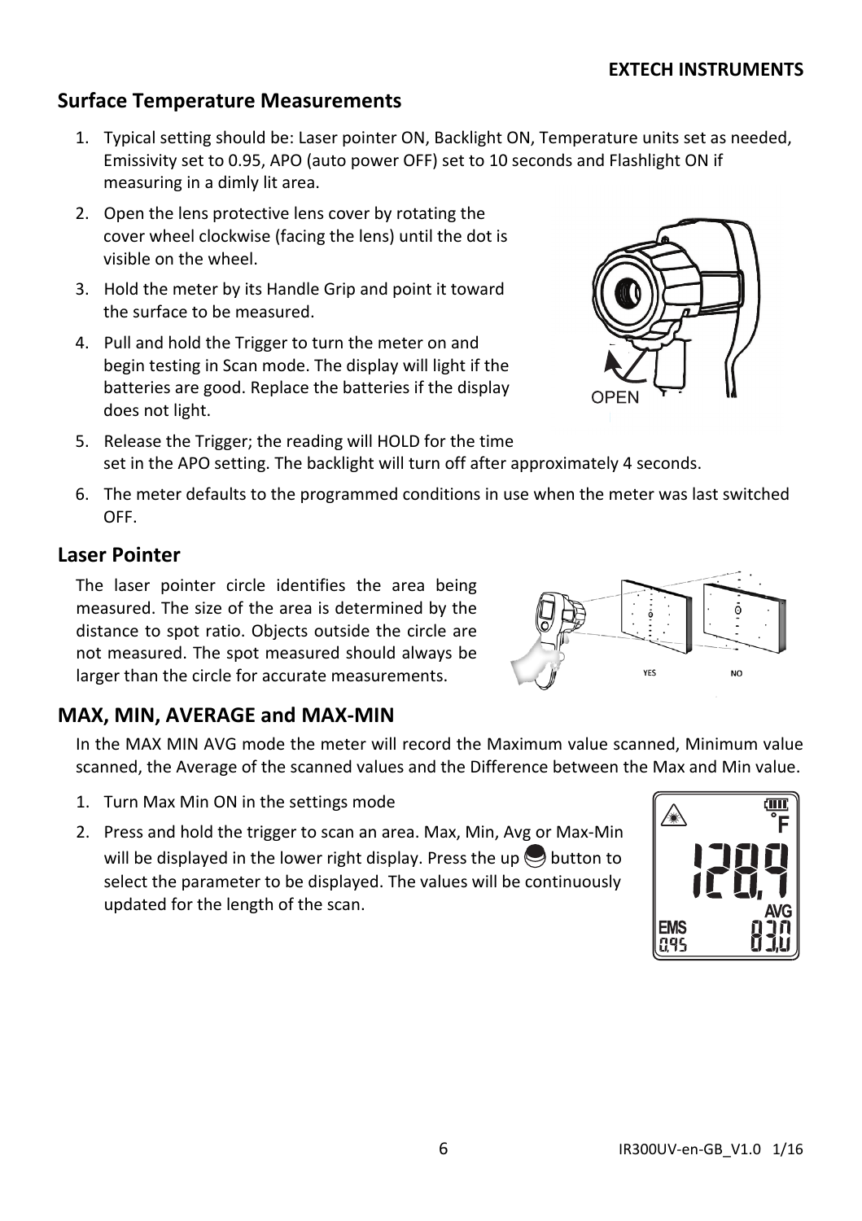## Surface Temperature Measurements

1. Typical setting should be: Laser pointer ON, Backlight ON, Temperature units set as needed, Emissivity set to 0.95, APO (auto power OFF) set to 10 seconds and Flashlight ON if measuring in a dimly lit area.
2. Open the lens protective lens cover by rotating the cover wheel clockwise (facing the lens) until the dot is visible on the wheel.
3. Hold the meter by its Handle Grip and point it toward the surface to be measured.
4. Pull and hold the Trigger to turn the meter on and begin testing in Scan mode. The display will light if the batteries are good. Replace the batteries if the display does not light.
5. Release the Trigger; the reading will HOLD for the time set in the APO setting. The backlight will turn off after approximately 4 seconds.
6. The meter defaults to the programmed conditions in use when the meter was last switched OFF.

## Laser Pointer

The laser pointer circle identifies the area being measured. The size of the area is determined by the distance to spot ratio. Objects outside the circle are not measured. The spot measured should always be larger than the circle for accurate measurements.

## MAX, MIN, AVERAGE and MAX-MIN

In the MAX MIN AVG mode the meter will record the Maximum value scanned, Minimum value scanned, the Average of the scanned values and the Difference between the Max and Min value.

1. Turn Max Min ON in the settings mode
2. Press and hold the trigger to scan an area. Max, Min, Avg or Max-Min will be displayed in the lower right display. Press the up button to select the parameter to be displayed. The values will be continuously updated for the length of the scan.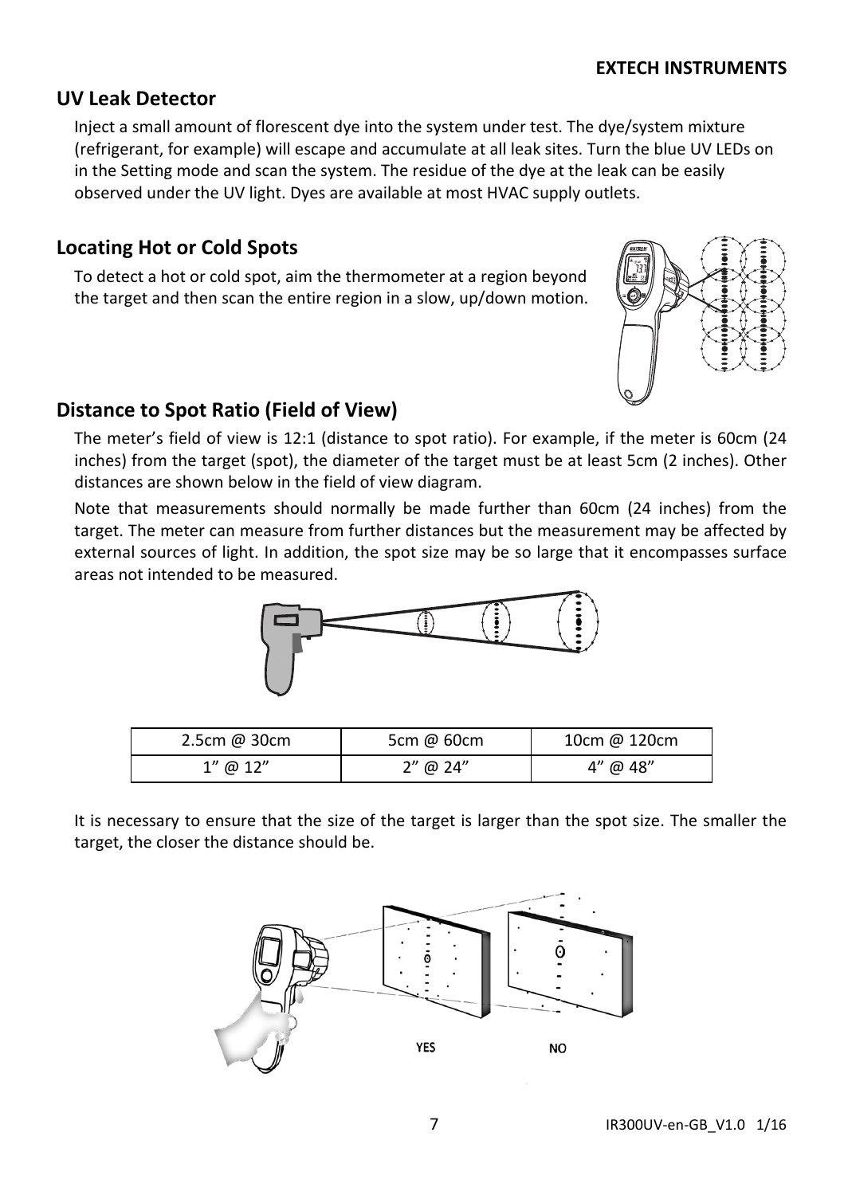## UV Leak Detector

Inject a small amount of florescent dye into the system under test. The dye/system mixture (refrigerant, for example) will escape and accumulate at all leak sites. Turn the blue UV LEDs on in the Setting mode and scan the system. The residue of the dye at the leak can be easily observed under the UV light. Dyes are available at most HVAC supply outlets.

## Locating Hot or Cold Spots

To detect a hot or cold spot, aim the thermometer at a region beyond the target and then scan the entire region in a slow, up/down motion.

## Distance to Spot Ratio (Field of View)

The meter's field of view is 12:1 (distance to spot ratio). For example, if the meter is 60cm (24 inches) from the target (spot), the diameter of the target must be at least 5cm (2 inches). Other distances are shown below in the field of view diagram.

Note that measurements should normally be made further than 60cm (24 inches) from the target. The meter can measure from further distances but the measurement may be affected by external sources of light. In addition, the spot size may be so large that it encompasses surface areas not intended to be measured.

| 2.5cm @ 30cm | 5cm @ 60cm | 10cm @ 120cm |
|---|---|---|
| 1" @ 12" | 2" @ 24" | 4" @ 48" |

It is necessary to ensure that the size of the target is larger than the spot size. The smaller the target, the closer the distance should be.

YES NO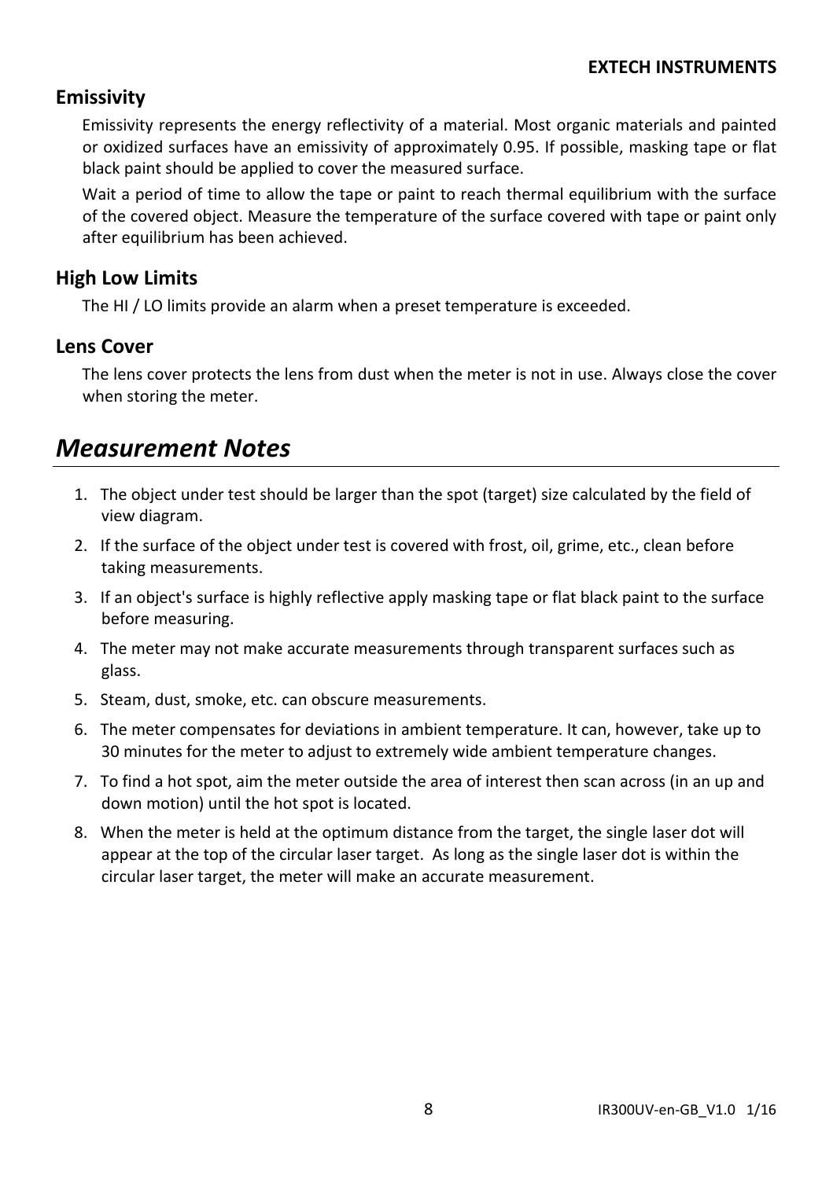## Emissivity

Emissivity represents the energy reflectivity of a material. Most organic materials and painted or oxidized surfaces have an emissivity of approximately 0.95. If possible, masking tape or flat black paint should be applied to cover the measured surface.

Wait a period of time to allow the tape or paint to reach thermal equilibrium with the surface of the covered object. Measure the temperature of the surface covered with tape or paint only after equilibrium has been achieved.

## High Low Limits

The HI / LO limits provide an alarm when a preset temperature is exceeded.

## Lens Cover

The lens cover protects the lens from dust when the meter is not in use. Always close the cover when storing the meter.

# *Measurement Notes*

1. The object under test should be larger than the spot (target) size calculated by the field of view diagram.
2. If the surface of the object under test is covered with frost, oil, grime, etc., clean before taking measurements.
3. If an object's surface is highly reflective apply masking tape or flat black paint to the surface before measuring.
4. The meter may not make accurate measurements through transparent surfaces such as glass.
5. Steam, dust, smoke, etc. can obscure measurements.
6. The meter compensates for deviations in ambient temperature. It can, however, take up to 30 minutes for the meter to adjust to extremely wide ambient temperature changes.
7. To find a hot spot, aim the meter outside the area of interest then scan across (in an up and down motion) until the hot spot is located.
8. When the meter is held at the optimum distance from the target, the single laser dot will appear at the top of the circular laser target. As long as the single laser dot is within the circular laser target, the meter will make an accurate measurement.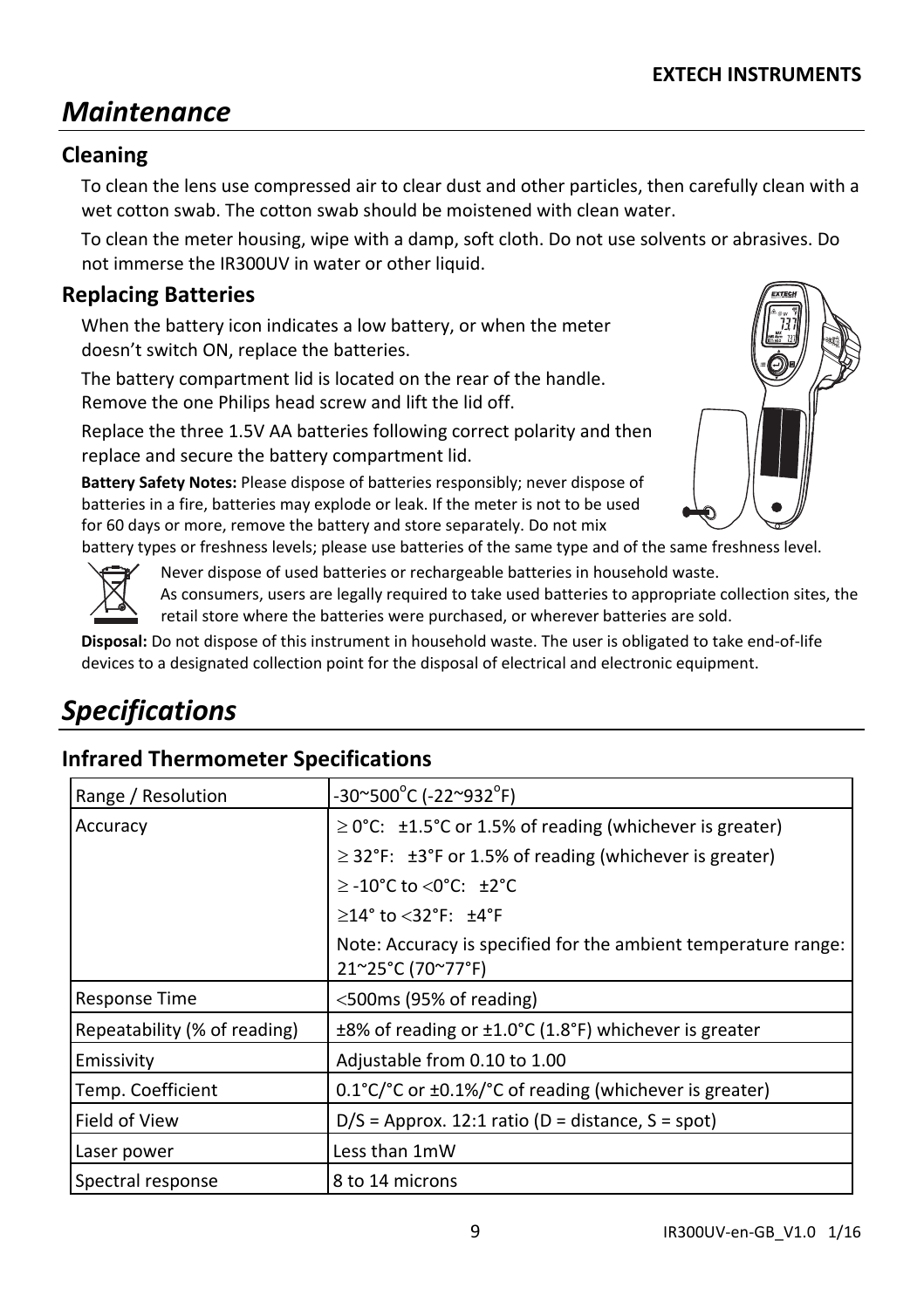# Maintenance

## Cleaning

To clean the lens use compressed air to clear dust and other particles, then carefully clean with a wet cotton swab. The cotton swab should be moistened with clean water.

To clean the meter housing, wipe with a damp, soft cloth. Do not use solvents or abrasives. Do not immerse the IR300UV in water or other liquid.

## Replacing Batteries

When the battery icon indicates a low battery, or when the meter doesn't switch ON, replace the batteries.

The battery compartment lid is located on the rear of the handle. Remove the one Philips head screw and lift the lid off.

Replace the three 1.5V AA batteries following correct polarity and then replace and secure the battery compartment lid.

**Battery Safety Notes:** Please dispose of batteries responsibly; never dispose of batteries in a fire, batteries may explode or leak. If the meter is not to be used for 60 days or more, remove the battery and store separately. Do not mix battery types or freshness levels; please use batteries of the same type and of the same freshness level.

Never dispose of used batteries or rechargeable batteries in household waste.
As consumers, users are legally required to take used batteries to appropriate collection sites, the retail store where the batteries were purchased, or wherever batteries are sold.

**Disposal:** Do not dispose of this instrument in household waste. The user is obligated to take end-of-life devices to a designated collection point for the disposal of electrical and electronic equipment.

# Specifications

## Infrared Thermometer Specifications

| Range / Resolution | -30~500°C (-22~932°F) |
|---|---|
| Accuracy | ≥ 0°C: ±1.5°C or 1.5% of reading (whichever is greater)<br>≥ 32°F: ±3°F or 1.5% of reading (whichever is greater)<br>≥ -10°C to <0°C: ±2°C<br>≥14° to <32°F: ±4°F<br>Note: Accuracy is specified for the ambient temperature range: 21~25°C (70~77°F) |
| Response Time | <500ms (95% of reading) |
| Repeatability (% of reading) | ±8% of reading or ±1.0°C (1.8°F) whichever is greater |
| Emissivity | Adjustable from 0.10 to 1.00 |
| Temp. Coefficient | 0.1°C/°C or ±0.1%/°C of reading (whichever is greater) |
| Field of View | D/S = Approx. 12:1 ratio (D = distance, S = spot) |
| Laser power | Less than 1mW |
| Spectral response | 8 to 14 microns |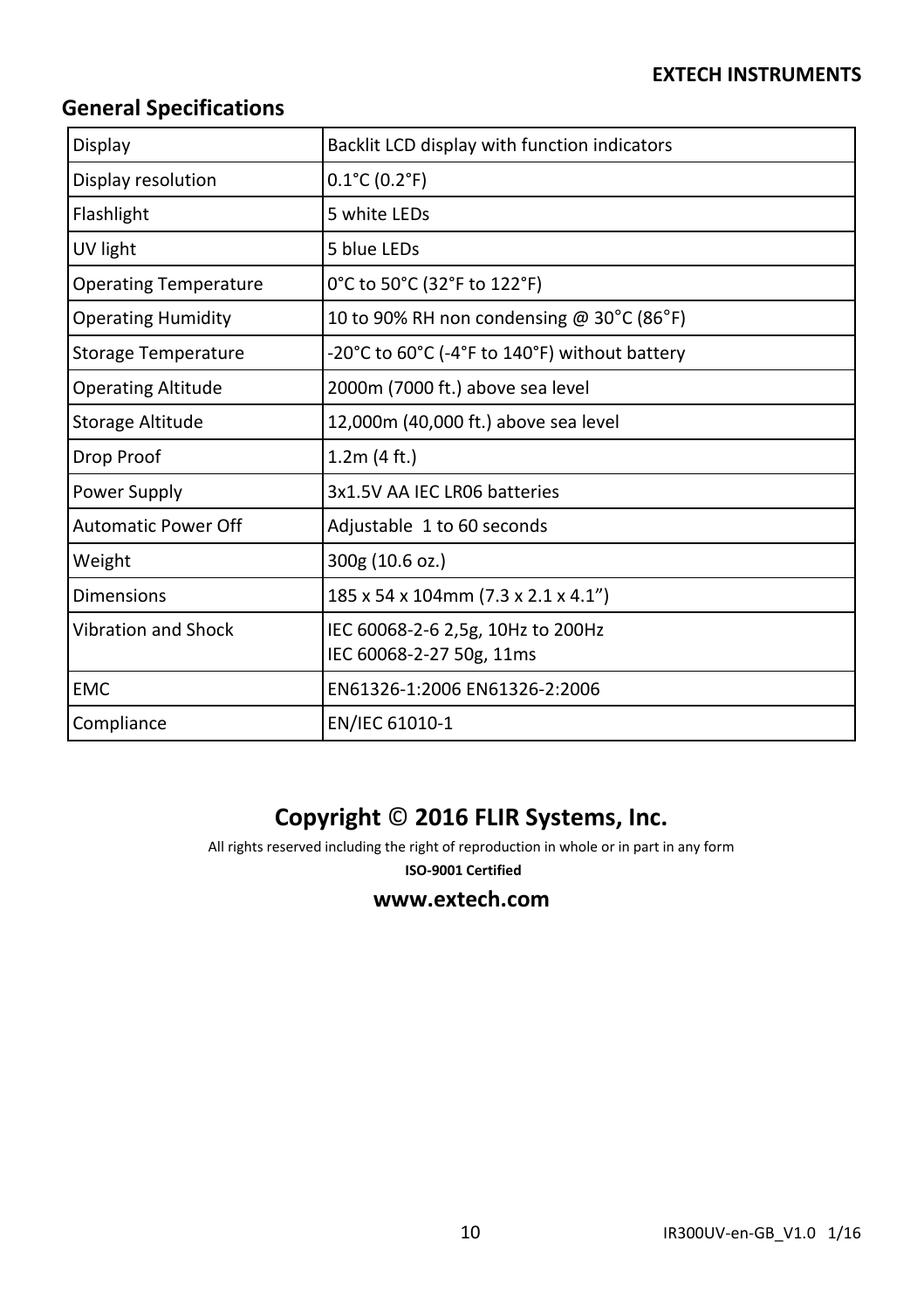## General Specifications

| | |
|---|---|
| Display | Backlit LCD display with function indicators |
| Display resolution | 0.1°C (0.2°F) |
| Flashlight | 5 white LEDs |
| UV light | 5 blue LEDs |
| Operating Temperature | 0°C to 50°C (32°F to 122°F) |
| Operating Humidity | 10 to 90% RH non condensing @ 30°C (86°F) |
| Storage Temperature | -20°C to 60°C (-4°F to 140°F) without battery |
| Operating Altitude | 2000m (7000 ft.) above sea level |
| Storage Altitude | 12,000m (40,000 ft.) above sea level |
| Drop Proof | 1.2m (4 ft.) |
| Power Supply | 3x1.5V AA IEC LR06 batteries |
| Automatic Power Off | Adjustable 1 to 60 seconds |
| Weight | 300g (10.6 oz.) |
| Dimensions | 185 x 54 x 104mm (7.3 x 2.1 x 4.1") |
| Vibration and Shock | IEC 60068-2-6 2,5g, 10Hz to 200Hz<br>IEC 60068-2-27 50g, 11ms |
| EMC | EN61326-1:2006 EN61326-2:2006 |
| Compliance | EN/IEC 61010-1 |

**Copyright © 2016 FLIR Systems, Inc.**

All rights reserved including the right of reproduction in whole or in part in any form

**ISO-9001 Certified**

**www.extech.com**